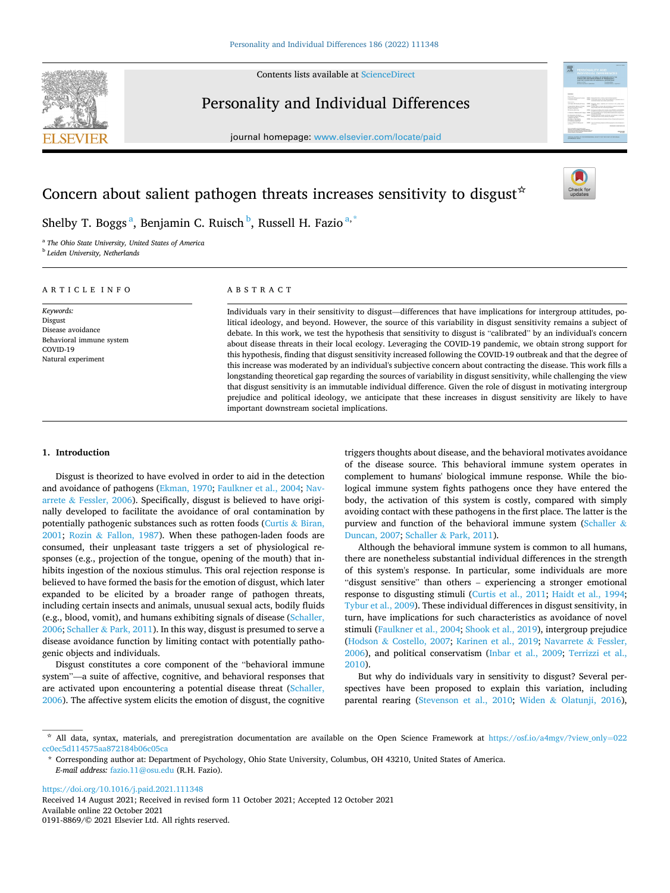# Concern about salient pathogen threats increases sensitivity to disgust☆

Shelby T. Boggs [a], Benjamin C. Ruisch [b], Russell H. Fazio [a,*]

[a] The Ohio State University, United States of America
[b] Leiden University, Netherlands

## ARTICLE INFO

*Keywords:*
Disgust
Disease avoidance
Behavioral immune system
COVID-19
Natural experiment

## ABSTRACT

Individuals vary in their sensitivity to disgust—differences that have implications for intergroup attitudes, political ideology, and beyond. However, the source of this variability in disgust sensitivity remains a subject of debate. In this work, we test the hypothesis that sensitivity to disgust is "calibrated" by an individual's concern about disease threats in their local ecology. Leveraging the COVID-19 pandemic, we obtain strong support for this hypothesis, finding that disgust sensitivity increased following the COVID-19 outbreak and that the degree of this increase was moderated by an individual's subjective concern about contracting the disease. This work fills a longstanding theoretical gap regarding the sources of variability in disgust sensitivity, while challenging the view that disgust sensitivity is an immutable individual difference. Given the role of disgust in motivating intergroup prejudice and political ideology, we anticipate that these increases in disgust sensitivity are likely to have important downstream societal implications.

## 1. Introduction

Disgust is theorized to have evolved in order to aid in the detection and avoidance of pathogens (Ekman, 1970; Faulkner et al., 2004; Navarrete & Fessler, 2006). Specifically, disgust is believed to have originally developed to facilitate the avoidance of oral contamination by potentially pathogenic substances such as rotten foods (Curtis & Biran, 2001; Rozin & Fallon, 1987). When these pathogen-laden foods are consumed, their unpleasant taste triggers a set of physiological responses (e.g., projection of the tongue, opening of the mouth) that inhibits ingestion of the noxious stimulus. This oral rejection response is believed to have formed the basis for the emotion of disgust, which later expanded to be elicited by a broader range of pathogen threats, including certain insects and animals, unusual sexual acts, bodily fluids (e.g., blood, vomit), and humans exhibiting signals of disease (Schaller, 2006; Schaller & Park, 2011). In this way, disgust is presumed to serve a disease avoidance function by limiting contact with potentially pathogenic objects and individuals.

Disgust constitutes a core component of the "behavioral immune system"—a suite of affective, cognitive, and behavioral responses that are activated upon encountering a potential disease threat (Schaller, 2006). The affective system elicits the emotion of disgust, the cognitive triggers thoughts about disease, and the behavioral motivates avoidance of the disease source. This behavioral immune system operates in complement to humans' biological immune response. While the biological immune system fights pathogens once they have entered the body, the activation of this system is costly, compared with simply avoiding contact with these pathogens in the first place. The latter is the purview and function of the behavioral immune system (Schaller & Duncan, 2007; Schaller & Park, 2011).

Although the behavioral immune system is common to all humans, there are nonetheless substantial individual differences in the strength of this system's response. In particular, some individuals are more "disgust sensitive" than others – experiencing a stronger emotional response to disgusting stimuli (Curtis et al., 2011; Haidt et al., 1994; Tybur et al., 2009). These individual differences in disgust sensitivity, in turn, have implications for such characteristics as avoidance of novel stimuli (Faulkner et al., 2004; Shook et al., 2019), intergroup prejudice (Hodson & Costello, 2007; Karinen et al., 2019; Navarrete & Fessler, 2006), and political conservatism (Inbar et al., 2009; Terrizzi et al., 2010).

But why do individuals vary in sensitivity to disgust? Several perspectives have been proposed to explain this variation, including parental rearing (Stevenson et al., 2010; Widen & Olatunji, 2016),

☆ All data, syntax, materials, and preregistration documentation are available on the Open Science Framework at https://osf.io/a4mgv/?view_only=022cc0ec5d114575aa872184b06c05ca

\* Corresponding author at: Department of Psychology, Ohio State University, Columbus, OH 43210, United States of America.
*E-mail address:* fazio.11@osu.edu (R.H. Fazio).

https://doi.org/10.1016/j.paid.2021.111348
Received 14 August 2021; Received in revised form 11 October 2021; Accepted 12 October 2021
Available online 22 October 2021
0191-8869/© 2021 Elsevier Ltd. All rights reserved.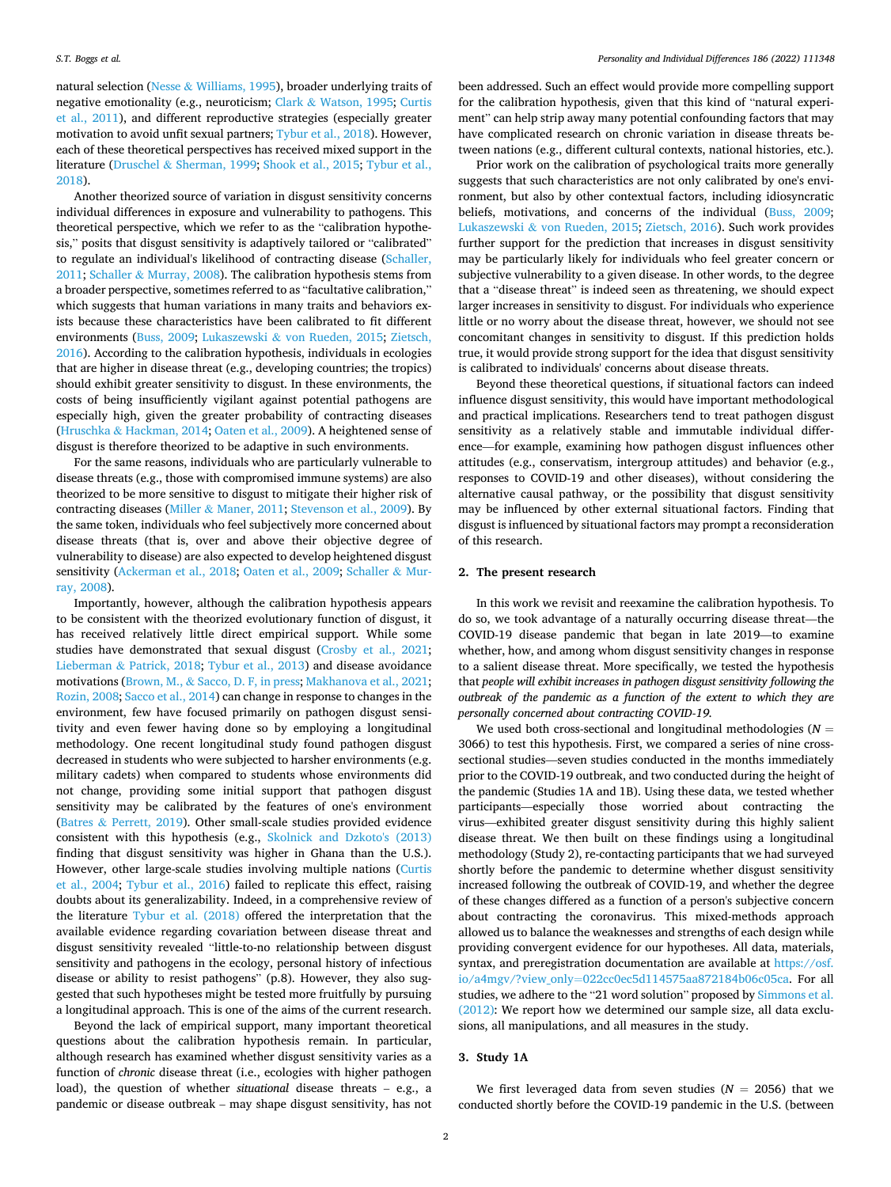natural selection (Nesse & Williams, 1995), broader underlying traits of negative emotionality (e.g., neuroticism; Clark & Watson, 1995; Curtis et al., 2011), and different reproductive strategies (especially greater motivation to avoid unfit sexual partners; Tybur et al., 2018). However, each of these theoretical perspectives has received mixed support in the literature (Druschel & Sherman, 1999; Shook et al., 2015; Tybur et al., 2018).

Another theorized source of variation in disgust sensitivity concerns individual differences in exposure and vulnerability to pathogens. This theoretical perspective, which we refer to as the "calibration hypothesis," posits that disgust sensitivity is adaptively tailored or "calibrated" to regulate an individual's likelihood of contracting disease (Schaller, 2011; Schaller & Murray, 2008). The calibration hypothesis stems from a broader perspective, sometimes referred to as "facultative calibration," which suggests that human variations in many traits and behaviors exists because these characteristics have been calibrated to fit different environments (Buss, 2009; Lukaszewski & von Rueden, 2015; Zietsch, 2016). According to the calibration hypothesis, individuals in ecologies that are higher in disease threat (e.g., developing countries; the tropics) should exhibit greater sensitivity to disgust. In these environments, the costs of being insufficiently vigilant against potential pathogens are especially high, given the greater probability of contracting diseases (Hruschka & Hackman, 2014; Oaten et al., 2009). A heightened sense of disgust is therefore theorized to be adaptive in such environments.

For the same reasons, individuals who are particularly vulnerable to disease threats (e.g., those with compromised immune systems) are also theorized to be more sensitive to disgust to mitigate their higher risk of contracting diseases (Miller & Maner, 2011; Stevenson et al., 2009). By the same token, individuals who feel subjectively more concerned about disease threats (that is, over and above their objective degree of vulnerability to disease) are also expected to develop heightened disgust sensitivity (Ackerman et al., 2018; Oaten et al., 2009; Schaller & Murray, 2008).

Importantly, however, although the calibration hypothesis appears to be consistent with the theorized evolutionary function of disgust, it has received relatively little direct empirical support. While some studies have demonstrated that sexual disgust (Crosby et al., 2021; Lieberman & Patrick, 2018; Tybur et al., 2013) and disease avoidance motivations (Brown, M., & Sacco, D. F, in press; Makhanova et al., 2021; Rozin, 2008; Sacco et al., 2014) can change in response to changes in the environment, few have focused primarily on pathogen disgust sensitivity and even fewer having done so by employing a longitudinal methodology. One recent longitudinal study found pathogen disgust decreased in students who were subjected to harsher environments (e.g. military cadets) when compared to students whose environments did not change, providing some initial support that pathogen disgust sensitivity may be calibrated by the features of one's environment (Batres & Perrett, 2019). Other small-scale studies provided evidence consistent with this hypothesis (e.g., Skolnick and Dzkoto's (2013) finding that disgust sensitivity was higher in Ghana than the U.S.). However, other large-scale studies involving multiple nations (Curtis et al., 2004; Tybur et al., 2016) failed to replicate this effect, raising doubts about its generalizability. Indeed, in a comprehensive review of the literature Tybur et al. (2018) offered the interpretation that the available evidence regarding covariation between disease threat and disgust sensitivity revealed "little-to-no relationship between disgust sensitivity and pathogens in the ecology, personal history of infectious disease or ability to resist pathogens" (p.8). However, they also suggested that such hypotheses might be tested more fruitfully by pursuing a longitudinal approach. This is one of the aims of the current research.

Beyond the lack of empirical support, many important theoretical questions about the calibration hypothesis remain. In particular, although research has examined whether disgust sensitivity varies as a function of *chronic* disease threat (i.e., ecologies with higher pathogen load), the question of whether *situational* disease threats – e.g., a pandemic or disease outbreak – may shape disgust sensitivity, has not been addressed. Such an effect would provide more compelling support for the calibration hypothesis, given that this kind of "natural experiment" can help strip away many potential confounding factors that may have complicated research on chronic variation in disease threats between nations (e.g., different cultural contexts, national histories, etc.).

Prior work on the calibration of psychological traits more generally suggests that such characteristics are not only calibrated by one's environment, but also by other contextual factors, including idiosyncratic beliefs, motivations, and concerns of the individual (Buss, 2009; Lukaszewski & von Rueden, 2015; Zietsch, 2016). Such work provides further support for the prediction that increases in disgust sensitivity may be particularly likely for individuals who feel greater concern or subjective vulnerability to a given disease. In other words, to the degree that a "disease threat" is indeed seen as threatening, we should expect larger increases in sensitivity to disgust. For individuals who experience little or no worry about the disease threat, however, we should not see concomitant changes in sensitivity to disgust. If this prediction holds true, it would provide strong support for the idea that disgust sensitivity is calibrated to individuals' concerns about disease threats.

Beyond these theoretical questions, if situational factors can indeed influence disgust sensitivity, this would have important methodological and practical implications. Researchers tend to treat pathogen disgust sensitivity as a relatively stable and immutable individual difference—for example, examining how pathogen disgust influences other attitudes (e.g., conservatism, intergroup attitudes) and behavior (e.g., responses to COVID-19 and other diseases), without considering the alternative causal pathway, or the possibility that disgust sensitivity may be influenced by other external situational factors. Finding that disgust is influenced by situational factors may prompt a reconsideration of this research.

## 2. The present research

In this work we revisit and reexamine the calibration hypothesis. To do so, we took advantage of a naturally occurring disease threat—the COVID-19 disease pandemic that began in late 2019—to examine whether, how, and among whom disgust sensitivity changes in response to a salient disease threat. More specifically, we tested the hypothesis that *people will exhibit increases in pathogen disgust sensitivity following the outbreak of the pandemic as a function of the extent to which they are personally concerned about contracting COVID-19.*

We used both cross-sectional and longitudinal methodologies ($N$ = 3066) to test this hypothesis. First, we compared a series of nine cross-sectional studies—seven studies conducted in the months immediately prior to the COVID-19 outbreak, and two conducted during the height of the pandemic (Studies 1A and 1B). Using these data, we tested whether participants—especially those worried about contracting the virus—exhibited greater disgust sensitivity during this highly salient disease threat. We then built on these findings using a longitudinal methodology (Study 2), re-contacting participants that we had surveyed shortly before the pandemic to determine whether disgust sensitivity increased following the outbreak of COVID-19, and whether the degree of these changes differed as a function of a person's subjective concern about contracting the coronavirus. This mixed-methods approach allowed us to balance the weaknesses and strengths of each design while providing convergent evidence for our hypotheses. All data, materials, syntax, and preregistration documentation are available at https://osf.io/a4mgv/?view_only=022cc0ec5d114575aa872184b06c05ca. For all studies, we adhere to the "21 word solution" proposed by Simmons et al. (2012): We report how we determined our sample size, all data exclusions, all manipulations, and all measures in the study.

## 3. Study 1A

We first leveraged data from seven studies ($N$ = 2056) that we conducted shortly before the COVID-19 pandemic in the U.S. (between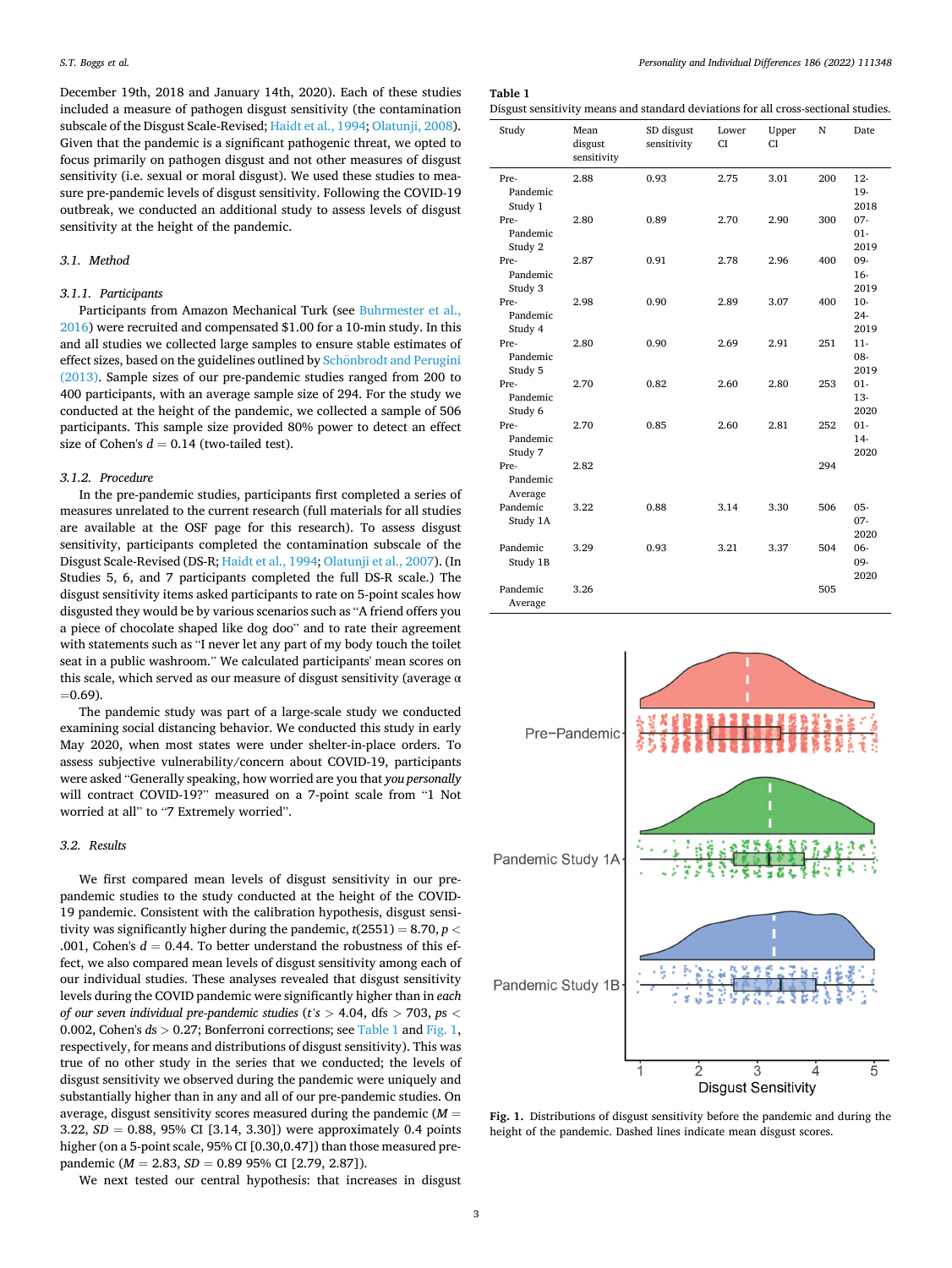December 19th, 2018 and January 14th, 2020). Each of these studies included a measure of pathogen disgust sensitivity (the contamination subscale of the Disgust Scale-Revised; Haidt et al., 1994; Olatunji, 2008). Given that the pandemic is a significant pathogenic threat, we opted to focus primarily on pathogen disgust and not other measures of disgust sensitivity (i.e. sexual or moral disgust). We used these studies to measure pre-pandemic levels of disgust sensitivity. Following the COVID-19 outbreak, we conducted an additional study to assess levels of disgust sensitivity at the height of the pandemic.

### 3.1. Method

#### 3.1.1. Participants

Participants from Amazon Mechanical Turk (see Buhrmester et al., 2016) were recruited and compensated $1.00 for a 10-min study. In this and all studies we collected large samples to ensure stable estimates of effect sizes, based on the guidelines outlined by Schönbrodt and Perugini (2013). Sample sizes of our pre-pandemic studies ranged from 200 to 400 participants, with an average sample size of 294. For the study we conducted at the height of the pandemic, we collected a sample of 506 participants. This sample size provided 80% power to detect an effect size of Cohen's $d = 0.14$ (two-tailed test).

#### 3.1.2. Procedure

In the pre-pandemic studies, participants first completed a series of measures unrelated to the current research (full materials for all studies are available at the OSF page for this research). To assess disgust sensitivity, participants completed the contamination subscale of the Disgust Scale-Revised (DS-R; Haidt et al., 1994; Olatunji et al., 2007). (In Studies 5, 6, and 7 participants completed the full DS-R scale.) The disgust sensitivity items asked participants to rate on 5-point scales how disgusted they would be by various scenarios such as "A friend offers you a piece of chocolate shaped like dog doo" and to rate their agreement with statements such as "I never let any part of my body touch the toilet seat in a public washroom." We calculated participants' mean scores on this scale, which served as our measure of disgust sensitivity (average $\alpha = 0.69$).

The pandemic study was part of a large-scale study we conducted examining social distancing behavior. We conducted this study in early May 2020, when most states were under shelter-in-place orders. To assess subjective vulnerability/concern about COVID-19, participants were asked "Generally speaking, how worried are you that *you personally* will contract COVID-19?" measured on a 7-point scale from "1 Not worried at all" to "7 Extremely worried".

### 3.2. Results

We first compared mean levels of disgust sensitivity in our pre-pandemic studies to the study conducted at the height of the COVID-19 pandemic. Consistent with the calibration hypothesis, disgust sensitivity was significantly higher during the pandemic, $t(2551) = 8.70$, $p < .001$, Cohen's $d = 0.44$. To better understand the robustness of this effect, we also compared mean levels of disgust sensitivity among each of our individual studies. These analyses revealed that disgust sensitivity levels during the COVID pandemic were significantly higher than in *each of our seven individual pre-pandemic studies* ($t$'s > 4.04, dfs > 703, $ps < 0.002$, Cohen's $ds > 0.27$; Bonferroni corrections; see Table 1 and Fig. 1, respectively, for means and distributions of disgust sensitivity). This was true of no other study in the series that we conducted; the levels of disgust sensitivity we observed during the pandemic were uniquely and substantially higher than in any and all of our pre-pandemic studies. On average, disgust sensitivity scores measured during the pandemic ($M = 3.22$, $SD = 0.88$, 95% CI [3.14, 3.30]) were approximately 0.4 points higher (on a 5-point scale, 95% CI [0.30,0.47]) than those measured pre-pandemic ($M = 2.83$, $SD = 0.89$ 95% CI [2.79, 2.87]).

We next tested our central hypothesis: that increases in disgust

**Table 1**
Disgust sensitivity means and standard deviations for all cross-sectional studies.

| Study | Mean disgust sensitivity | SD disgust sensitivity | Lower CI | Upper CI | N | Date |
|---|---|---|---|---|---|---|
| Pre-Pandemic Study 1 | 2.88 | 0.93 | 2.75 | 3.01 | 200 | 12-19-2018 |
| Pre-Pandemic Study 2 | 2.80 | 0.89 | 2.70 | 2.90 | 300 | 07-01-2019 |
| Pre-Pandemic Study 3 | 2.87 | 0.91 | 2.78 | 2.96 | 400 | 09-16-2019 |
| Pre-Pandemic Study 4 | 2.98 | 0.90 | 2.89 | 3.07 | 400 | 10-24-2019 |
| Pre-Pandemic Study 5 | 2.80 | 0.90 | 2.69 | 2.91 | 251 | 11-08-2019 |
| Pre-Pandemic Study 6 | 2.70 | 0.82 | 2.60 | 2.80 | 253 | 01-13-2020 |
| Pre-Pandemic Study 7 | 2.70 | 0.85 | 2.60 | 2.81 | 252 | 01-14-2020 |
| Pre-Pandemic Average | 2.82 | | | | 294 | |
| Pandemic Study 1A | 3.22 | 0.88 | 3.14 | 3.30 | 506 | 05-07-2020 |
| Pandemic Study 1B | 3.29 | 0.93 | 3.21 | 3.37 | 504 | 06-09-2020 |
| Pandemic Average | 3.26 | | | | 505 | |

**Fig. 1.** Distributions of disgust sensitivity before the pandemic and during the height of the pandemic. Dashed lines indicate mean disgust scores.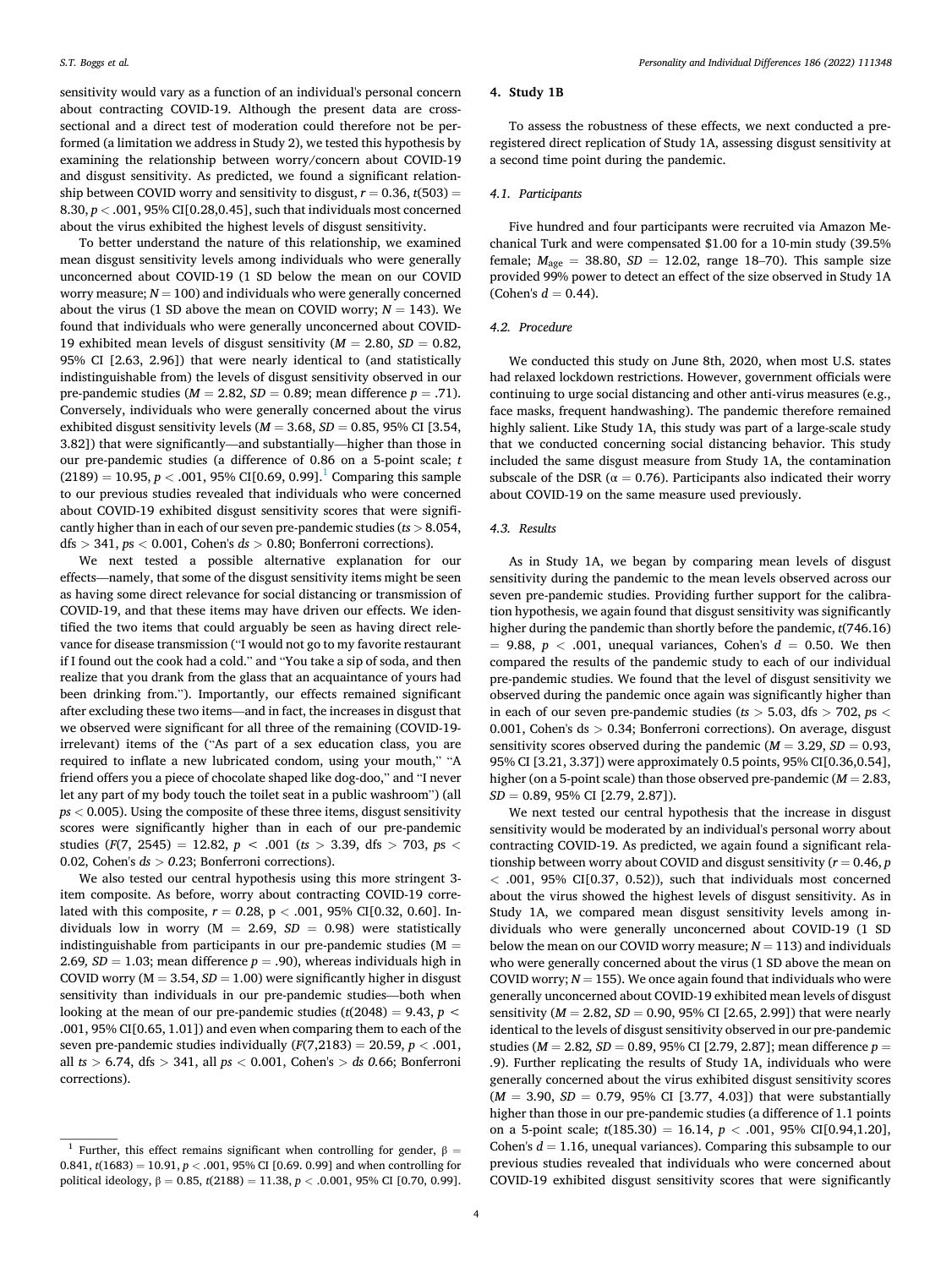sensitivity would vary as a function of an individual's personal concern about contracting COVID-19. Although the present data are cross-sectional and a direct test of moderation could therefore not be performed (a limitation we address in Study 2), we tested this hypothesis by examining the relationship between worry/concern about COVID-19 and disgust sensitivity. As predicted, we found a significant relationship between COVID worry and sensitivity to disgust, $r = 0.36$, $t(503) = 8.30$, $p < .001$, 95% CI[0.28,0.45], such that individuals most concerned about the virus exhibited the highest levels of disgust sensitivity.

To better understand the nature of this relationship, we examined mean disgust sensitivity levels among individuals who were generally unconcerned about COVID-19 (1 SD below the mean on our COVID worry measure; $N = 100$) and individuals who were generally concerned about the virus (1 SD above the mean on COVID worry; $N = 143$). We found that individuals who were generally unconcerned about COVID-19 exhibited mean levels of disgust sensitivity ($M = 2.80$, $SD = 0.82$, 95% CI [2.63, 2.96]) that were nearly identical to (and statistically indistinguishable from) the levels of disgust sensitivity observed in our pre-pandemic studies ($M = 2.82$, $SD = 0.89$; mean difference $p = .71$). Conversely, individuals who were generally concerned about the virus exhibited disgust sensitivity levels ($M = 3.68$, $SD = 0.85$, 95% CI [3.54, 3.82]) that were significantly—and substantially—higher than those in our pre-pandemic studies (a difference of 0.86 on a 5-point scale; $t(2189) = 10.95$, $p < .001$, 95% CI[0.69, 0.99]).[1] Comparing this sample to our previous studies revealed that individuals who were concerned about COVID-19 exhibited disgust sensitivity scores that were significantly higher than in each of our seven pre-pandemic studies ($ts > 8.054$, $dfs > 341$, $ps < 0.001$, Cohen's $ds > 0.80$; Bonferroni corrections).

We next tested a possible alternative explanation for our effects—namely, that some of the disgust sensitivity items might be seen as having some direct relevance for social distancing or transmission of COVID-19, and that these items may have driven our effects. We identified the two items that could arguably be seen as having direct relevance for disease transmission ("I would not go to my favorite restaurant if I found out the cook had a cold." and "You take a sip of soda, and then realize that you drank from the glass that an acquaintance of yours had been drinking from."). Importantly, our effects remained significant after excluding these two items—and in fact, the increases in disgust that we observed were significant for all three of the remaining (COVID-19-irrelevant) items of the ("As part of a sex education class, you are required to inflate a new lubricated condom, using your mouth," "A friend offers you a piece of chocolate shaped like dog-doo," and "I never let any part of my body touch the toilet seat in a public washroom") (all $ps < 0.005$). Using the composite of these three items, disgust sensitivity scores were significantly higher than in each of our pre-pandemic studies ($F(7, 2545) = 12.82$, $p < .001$ ($ts > 3.39$, $dfs > 703$, $ps < 0.02$, Cohen's $ds > 0.23$; Bonferroni corrections).

We also tested our central hypothesis using this more stringent 3-item composite. As before, worry about contracting COVID-19 correlated with this composite, $r = 0.28$, $p < .001$, 95% CI[0.32, 0.60]. Individuals low in worry ($M = 2.69$, $SD = 0.98$) were statistically indistinguishable from participants in our pre-pandemic studies ($M = 2.69$, $SD = 1.03$; mean difference $p = .90$), whereas individuals high in COVID worry ($M = 3.54$, $SD = 1.00$) were significantly higher in disgust sensitivity than individuals in our pre-pandemic studies—both when looking at the mean of our pre-pandemic studies ($t(2048) = 9.43$, $p < .001$, 95% CI[0.65, 1.01]) and even when comparing them to each of the seven pre-pandemic studies individually ($F(7,2183) = 20.59$, $p < .001$, all $ts > 6.74$, $dfs > 341$, all $ps < 0.001$, Cohen's $> ds$ 0.66; Bonferroni corrections).

## 4. Study 1B

To assess the robustness of these effects, we next conducted a pre-registered direct replication of Study 1A, assessing disgust sensitivity at a second time point during the pandemic.

### 4.1. Participants

Five hundred and four participants were recruited via Amazon Mechanical Turk and were compensated $1.00 for a 10-min study (39.5% female; $M_{age} = 38.80$, $SD = 12.02$, range 18–70). This sample size provided 99% power to detect an effect of the size observed in Study 1A (Cohen's $d = 0.44$).

### 4.2. Procedure

We conducted this study on June 8th, 2020, when most U.S. states had relaxed lockdown restrictions. However, government officials were continuing to urge social distancing and other anti-virus measures (e.g., face masks, frequent handwashing). The pandemic therefore remained highly salient. Like Study 1A, this study was part of a large-scale study that we conducted concerning social distancing behavior. This study included the same disgust measure from Study 1A, the contamination subscale of the DSR ($\alpha = 0.76$). Participants also indicated their worry about COVID-19 on the same measure used previously.

### 4.3. Results

As in Study 1A, we began by comparing mean levels of disgust sensitivity during the pandemic to the mean levels observed across our seven pre-pandemic studies. Providing further support for the calibration hypothesis, we again found that disgust sensitivity was significantly higher during the pandemic than shortly before the pandemic, $t(746.16) = 9.88$, $p < .001$, unequal variances, Cohen's $d = 0.50$. We then compared the results of the pandemic study to each of our individual pre-pandemic studies. We found that the level of disgust sensitivity we observed during the pandemic once again was significantly higher than in each of our seven pre-pandemic studies ($ts > 5.03$, $dfs > 702$, $ps < 0.001$, Cohen's ds $> 0.34$; Bonferroni corrections). On average, disgust sensitivity scores observed during the pandemic ($M = 3.29$, $SD = 0.93$, 95% CI [3.21, 3.37]) were approximately 0.5 points, 95% CI[0.36,0.54], higher (on a 5-point scale) than those observed pre-pandemic ($M = 2.83$, $SD = 0.89$, 95% CI [2.79, 2.87]).

We next tested our central hypothesis that the increase in disgust sensitivity would be moderated by an individual's personal worry about contracting COVID-19. As predicted, we again found a significant relationship between worry about COVID and disgust sensitivity ($r = 0.46$, $p < .001$, 95% CI[0.37, 0.52]), such that individuals most concerned about the virus showed the highest levels of disgust sensitivity. As in Study 1A, we compared mean disgust sensitivity levels among individuals who were generally unconcerned about COVID-19 (1 SD below the mean on our COVID worry measure; $N = 113$) and individuals who were generally concerned about the virus (1 SD above the mean on COVID worry; $N = 155$). We once again found that individuals who were generally unconcerned about COVID-19 exhibited mean levels of disgust sensitivity ($M = 2.82$, $SD = 0.90$, 95% CI [2.65, 2.99]) that were nearly identical to the levels of disgust sensitivity observed in our pre-pandemic studies ($M = 2.82$, $SD = 0.89$, 95% CI [2.79, 2.87]; mean difference $p = .9$). Further replicating the results of Study 1A, individuals who were generally concerned about the virus exhibited disgust sensitivity scores ($M = 3.90$, $SD = 0.79$, 95% CI [3.77, 4.03]) that were substantially higher than those in our pre-pandemic studies (a difference of 1.1 points on a 5-point scale; $t(185.30) = 16.14$, $p < .001$, 95% CI[0.94,1.20], Cohen's $d = 1.16$, unequal variances). Comparing this subsample to our previous studies revealed that individuals who were concerned about COVID-19 exhibited disgust sensitivity scores that were significantly

---

[1] Further, this effect remains significant when controlling for gender, $\beta = 0.841$, $t(1683) = 10.91$, $p < .001$, 95% CI [0.69. 0.99] and when controlling for political ideology, $\beta = 0.85$, $t(2188) = 11.38$, $p < .0.001$, 95% CI [0.70, 0.99].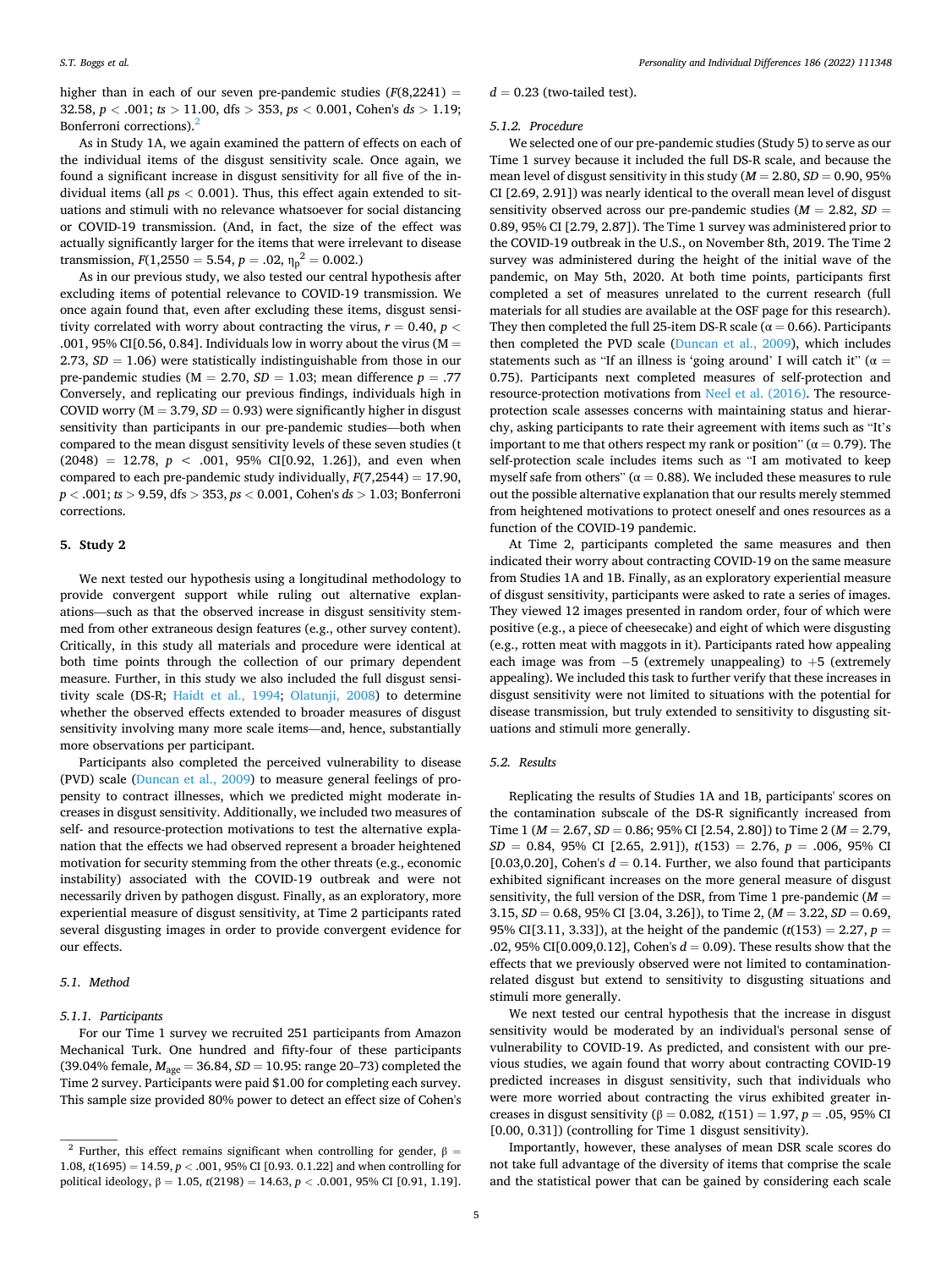higher than in each of our seven pre-pandemic studies ($F(8,2241) = 32.58$, $p < .001$; $ts > 11.00$, dfs $> 353$, $ps < 0.001$, Cohen's $ds > 1.19$; Bonferroni corrections).[2]

As in Study 1A, we again examined the pattern of effects on each of the individual items of the disgust sensitivity scale. Once again, we found a significant increase in disgust sensitivity for all five of the individual items (all $ps < 0.001$). Thus, this effect again extended to situations and stimuli with no relevance whatsoever for social distancing or COVID-19 transmission. (And, in fact, the size of the effect was actually significantly larger for the items that were irrelevant to disease transmission, $F(1,2550 = 5.54$, $p = .02$, $\eta_p^2 = 0.002$.)

As in our previous study, we also tested our central hypothesis after excluding items of potential relevance to COVID-19 transmission. We once again found that, even after excluding these items, disgust sensitivity correlated with worry about contracting the virus, $r = 0.40$, $p < .001$, 95% CI[0.56, 0.84]. Individuals low in worry about the virus (M = 2.73, $SD = 1.06$) were statistically indistinguishable from those in our pre-pandemic studies (M = 2.70, $SD = 1.03$; mean difference $p = .77$ Conversely, and replicating our previous findings, individuals high in COVID worry (M = 3.79, $SD = 0.93$) were significantly higher in disgust sensitivity than participants in our pre-pandemic studies—both when compared to the mean disgust sensitivity levels of these seven studies ($t(2048) = 12.78$, $p < .001$, 95% CI[0.92, 1.26]), and even when compared to each pre-pandemic study individually, $F(7,2544) = 17.90$, $p < .001$; $ts > 9.59$, dfs $> 353$, $ps < 0.001$, Cohen's $ds > 1.03$; Bonferroni corrections.

## 5. Study 2

We next tested our hypothesis using a longitudinal methodology to provide convergent support while ruling out alternative explanations—such as that the observed increase in disgust sensitivity stemmed from other extraneous design features (e.g., other survey content). Critically, in this study all materials and procedure were identical at both time points through the collection of our primary dependent measure. Further, in this study we also included the full disgust sensitivity scale (DS-R; Haidt et al., 1994; Olatunji, 2008) to determine whether the observed effects extended to broader measures of disgust sensitivity involving many more scale items—and, hence, substantially more observations per participant.

Participants also completed the perceived vulnerability to disease (PVD) scale (Duncan et al., 2009) to measure general feelings of propensity to contract illnesses, which we predicted might moderate increases in disgust sensitivity. Additionally, we included two measures of self- and resource-protection motivations to test the alternative explanation that the effects we had observed represent a broader heightened motivation for security stemming from the other threats (e.g., economic instability) associated with the COVID-19 outbreak and were not necessarily driven by pathogen disgust. Finally, as an exploratory, more experiential measure of disgust sensitivity, at Time 2 participants rated several disgusting images in order to provide convergent evidence for our effects.

### 5.1. Method

#### 5.1.1. Participants

For our Time 1 survey we recruited 251 participants from Amazon Mechanical Turk. One hundred and fifty-four of these participants (39.04% female, $M_{age} = 36.84$, $SD = 10.95$: range 20–73) completed the Time 2 survey. Participants were paid \$1.00 for completing each survey. This sample size provided 80% power to detect an effect size of Cohen's $d = 0.23$ (two-tailed test).

#### 5.1.2. Procedure

We selected one of our pre-pandemic studies (Study 5) to serve as our Time 1 survey because it included the full DS-R scale, and because the mean level of disgust sensitivity in this study ($M = 2.80$, $SD = 0.90$, 95% CI [2.69, 2.91]) was nearly identical to the overall mean level of disgust sensitivity observed across our pre-pandemic studies ($M = 2.82$, $SD = 0.89$, 95% CI [2.79, 2.87]). The Time 1 survey was administered prior to the COVID-19 outbreak in the U.S., on November 8th, 2019. The Time 2 survey was administered during the height of the initial wave of the pandemic, on May 5th, 2020. At both time points, participants first completed a set of measures unrelated to the current research (full materials for all studies are available at the OSF page for this research). They then completed the full 25-item DS-R scale ($\alpha = 0.66$). Participants then completed the PVD scale (Duncan et al., 2009), which includes statements such as "If an illness is 'going around' I will catch it" ($\alpha = 0.75$). Participants next completed measures of self-protection and resource-protection motivations from Neel et al. (2016). The resource-protection scale assesses concerns with maintaining status and hierarchy, asking participants to rate their agreement with items such as "It's important to me that others respect my rank or position" ($\alpha = 0.79$). The self-protection scale includes items such as "I am motivated to keep myself safe from others" ($\alpha = 0.88$). We included these measures to rule out the possible alternative explanation that our results merely stemmed from heightened motivations to protect oneself and ones resources as a function of the COVID-19 pandemic.

At Time 2, participants completed the same measures and then indicated their worry about contracting COVID-19 on the same measure from Studies 1A and 1B. Finally, as an exploratory experiential measure of disgust sensitivity, participants were asked to rate a series of images. They viewed 12 images presented in random order, four of which were positive (e.g., a piece of cheesecake) and eight of which were disgusting (e.g., rotten meat with maggots in it). Participants rated how appealing each image was from −5 (extremely unappealing) to +5 (extremely appealing). We included this task to further verify that these increases in disgust sensitivity were not limited to situations with the potential for disease transmission, but truly extended to sensitivity to disgusting situations and stimuli more generally.

### 5.2. Results

Replicating the results of Studies 1A and 1B, participants' scores on the contamination subscale of the DS-R significantly increased from Time 1 ($M = 2.67$, $SD = 0.86$; 95% CI [2.54, 2.80]) to Time 2 ($M = 2.79$, $SD = 0.84$, 95% CI [2.65, 2.91]), $t(153) = 2.76$, $p = .006$, 95% CI [0.03,0.20], Cohen's $d = 0.14$. Further, we also found that participants exhibited significant increases on the more general measure of disgust sensitivity, the full version of the DSR, from Time 1 pre-pandemic ($M = 3.15$, $SD = 0.68$, 95% CI [3.04, 3.26]), to Time 2, ($M = 3.22$, $SD = 0.69$, 95% CI[3.11, 3.33]), at the height of the pandemic ($t(153) = 2.27$, $p = .02$, 95% CI[0.009,0.12], Cohen's $d = 0.09$). These results show that the effects that we previously observed were not limited to contamination-related disgust but extend to sensitivity to disgusting situations and stimuli more generally.

We next tested our central hypothesis that the increase in disgust sensitivity would be moderated by an individual's personal sense of vulnerability to COVID-19. As predicted, and consistent with our previous studies, we again found that worry about contracting COVID-19 predicted increases in disgust sensitivity, such that individuals who were more worried about contracting the virus exhibited greater increases in disgust sensitivity ($\beta = 0.082$, $t(151) = 1.97$, $p = .05$, 95% CI [0.00, 0.31]) (controlling for Time 1 disgust sensitivity).

Importantly, however, these analyses of mean DSR scale scores do not take full advantage of the diversity of items that comprise the scale and the statistical power that can be gained by considering each scale

[2] Further, this effect remains significant when controlling for gender, $\beta = 1.08$, $t(1695) = 14.59$, $p < .001$, 95% CI [0.93. 0.1.22] and when controlling for political ideology, $\beta = 1.05$, $t(2198) = 14.63$, $p < .0.001$, 95% CI [0.91, 1.19].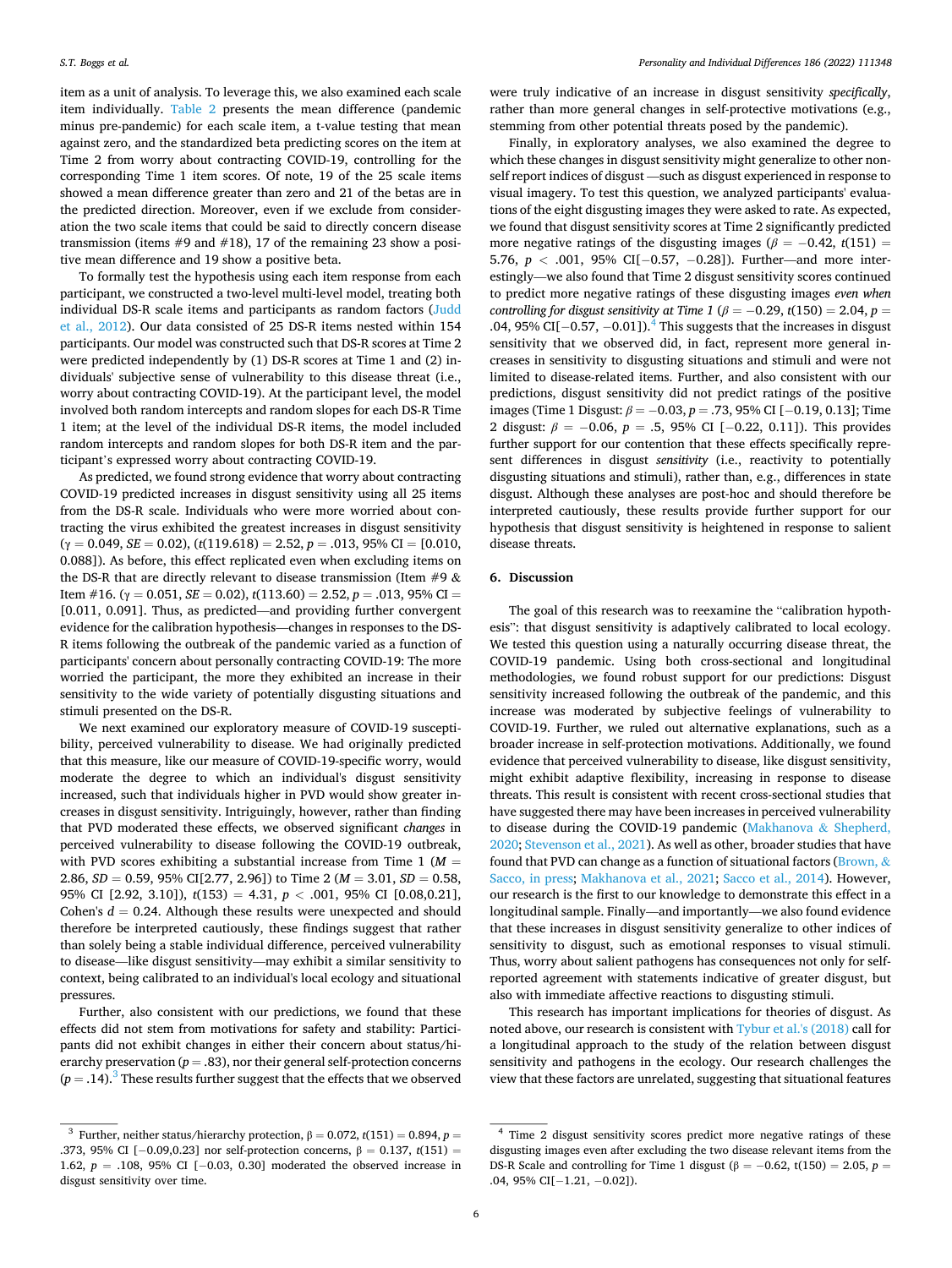item as a unit of analysis. To leverage this, we also examined each scale item individually. Table 2 presents the mean difference (pandemic minus pre-pandemic) for each scale item, a t-value testing that mean against zero, and the standardized beta predicting scores on the item at Time 2 from worry about contracting COVID-19, controlling for the corresponding Time 1 item scores. Of note, 19 of the 25 scale items showed a mean difference greater than zero and 21 of the betas are in the predicted direction. Moreover, even if we exclude from consideration the two scale items that could be said to directly concern disease transmission (items #9 and #18), 17 of the remaining 23 show a positive mean difference and 19 show a positive beta.

To formally test the hypothesis using each item response from each participant, we constructed a two-level multi-level model, treating both individual DS-R scale items and participants as random factors (Judd et al., 2012). Our data consisted of 25 DS-R items nested within 154 participants. Our model was constructed such that DS-R scores at Time 2 were predicted independently by (1) DS-R scores at Time 1 and (2) individuals' subjective sense of vulnerability to this disease threat (i.e., worry about contracting COVID-19). At the participant level, the model involved both random intercepts and random slopes for each DS-R Time 1 item; at the level of the individual DS-R items, the model included random intercepts and random slopes for both DS-R item and the participant's expressed worry about contracting COVID-19.

As predicted, we found strong evidence that worry about contracting COVID-19 predicted increases in disgust sensitivity using all 25 items from the DS-R scale. Individuals who were more worried about contracting the virus exhibited the greatest increases in disgust sensitivity ($\gamma = 0.049$, $SE = 0.02$), ($t(119.618) = 2.52$, $p = .013$, 95% CI = [0.010, 0.088]). As before, this effect replicated even when excluding items on the DS-R that are directly relevant to disease transmission (Item #9 & Item #16. ($\gamma = 0.051$, $SE = 0.02$), $t(113.60) = 2.52$, $p = .013$, 95% CI = [0.011, 0.091]. Thus, as predicted—and providing further convergent evidence for the calibration hypothesis—changes in responses to the DS-R items following the outbreak of the pandemic varied as a function of participants' concern about personally contracting COVID-19: The more worried the participant, the more they exhibited an increase in their sensitivity to the wide variety of potentially disgusting situations and stimuli presented on the DS-R.

We next examined our exploratory measure of COVID-19 susceptibility, perceived vulnerability to disease. We had originally predicted that this measure, like our measure of COVID-19-specific worry, would moderate the degree to which an individual's disgust sensitivity increased, such that individuals higher in PVD would show greater increases in disgust sensitivity. Intriguingly, however, rather than finding that PVD moderated these effects, we observed significant *changes* in perceived vulnerability to disease following the COVID-19 outbreak, with PVD scores exhibiting a substantial increase from Time 1 ($M = 2.86$, $SD = 0.59$, 95% CI[2.77, 2.96]) to Time 2 ($M = 3.01$, $SD = 0.58$, 95% CI [2.92, 3.10]), $t(153) = 4.31$, $p < .001$, 95% CI [0.08,0.21], Cohen's $d = 0.24$. Although these results were unexpected and should therefore be interpreted cautiously, these findings suggest that rather than solely being a stable individual difference, perceived vulnerability to disease—like disgust sensitivity—may exhibit a similar sensitivity to context, being calibrated to an individual's local ecology and situational pressures.

Further, also consistent with our predictions, we found that these effects did not stem from motivations for safety and stability: Participants did not exhibit changes in either their concern about status/hierarchy preservation ($p = .83$), nor their general self-protection concerns ($p = .14$).[3] These results further suggest that the effects that we observed were truly indicative of an increase in disgust sensitivity *specifically*, rather than more general changes in self-protective motivations (e.g., stemming from other potential threats posed by the pandemic).

Finally, in exploratory analyses, we also examined the degree to which these changes in disgust sensitivity might generalize to other non-self report indices of disgust —such as disgust experienced in response to visual imagery. To test this question, we analyzed participants' evaluations of the eight disgusting images they were asked to rate. As expected, we found that disgust sensitivity scores at Time 2 significantly predicted more negative ratings of the disgusting images ($\beta = -0.42$, $t(151) = 5.76$, $p < .001$, 95% CI[−0.57, −0.28]). Further—and more interestingly—we also found that Time 2 disgust sensitivity scores continued to predict more negative ratings of these disgusting images *even when controlling for disgust sensitivity at Time 1* ($\beta = -0.29$, $t(150) = 2.04$, $p = .04$, 95% CI[−0.57, −0.01]).[4] This suggests that the increases in disgust sensitivity that we observed did, in fact, represent more general increases in sensitivity to disgusting situations and stimuli and were not limited to disease-related items. Further, and also consistent with our predictions, disgust sensitivity did not predict ratings of the positive images (Time 1 Disgust: $\beta = -0.03$, $p = .73$, 95% CI [−0.19, 0.13]; Time 2 disgust: $\beta = -0.06$, $p = .5$, 95% CI [−0.22, 0.11]). This provides further support for our contention that these effects specifically represent differences in disgust *sensitivity* (i.e., reactivity to potentially disgusting situations and stimuli), rather than, e.g., differences in state disgust. Although these analyses are post-hoc and should therefore be interpreted cautiously, these results provide further support for our hypothesis that disgust sensitivity is heightened in response to salient disease threats.

## 6. Discussion

The goal of this research was to reexamine the "calibration hypothesis": that disgust sensitivity is adaptively calibrated to local ecology. We tested this question using a naturally occurring disease threat, the COVID-19 pandemic. Using both cross-sectional and longitudinal methodologies, we found robust support for our predictions: Disgust sensitivity increased following the outbreak of the pandemic, and this increase was moderated by subjective feelings of vulnerability to COVID-19. Further, we ruled out alternative explanations, such as a broader increase in self-protection motivations. Additionally, we found evidence that perceived vulnerability to disease, like disgust sensitivity, might exhibit adaptive flexibility, increasing in response to disease threats. This result is consistent with recent cross-sectional studies that have suggested there may have been increases in perceived vulnerability to disease during the COVID-19 pandemic (Makhanova & Shepherd, 2020; Stevenson et al., 2021). As well as other, broader studies that have found that PVD can change as a function of situational factors (Brown, & Sacco, in press; Makhanova et al., 2021; Sacco et al., 2014). However, our research is the first to our knowledge to demonstrate this effect in a longitudinal sample. Finally—and importantly—we also found evidence that these increases in disgust sensitivity generalize to other indices of sensitivity to disgust, such as emotional responses to visual stimuli. Thus, worry about salient pathogens has consequences not only for self-reported agreement with statements indicative of greater disgust, but also with immediate affective reactions to disgusting stimuli.

This research has important implications for theories of disgust. As noted above, our research is consistent with Tybur et al.'s (2018) call for a longitudinal approach to the study of the relation between disgust sensitivity and pathogens in the ecology. Our research challenges the view that these factors are unrelated, suggesting that situational features

[3] Further, neither status/hierarchy protection, $\beta = 0.072$, $t(151) = 0.894$, $p = .373$, 95% CI [−0.09,0.23] nor self-protection concerns, $\beta = 0.137$, $t(151) = 1.62$, $p = .108$, 95% CI [−0.03, 0.30] moderated the observed increase in disgust sensitivity over time.

[4] Time 2 disgust sensitivity scores predict more negative ratings of these disgusting images even after excluding the two disease relevant items from the DS-R Scale and controlling for Time 1 disgust ($\beta = -0.62$, $t(150) = 2.05$, $p = .04$, 95% CI[−1.21, −0.02]).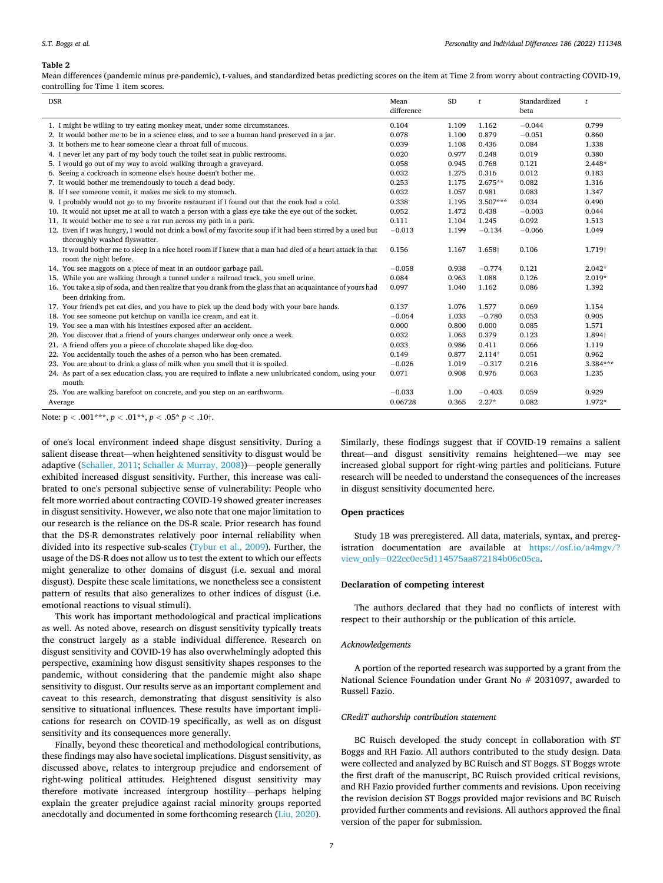**Table 2**

Mean differences (pandemic minus pre-pandemic), t-values, and standardized betas predicting scores on the item at Time 2 from worry about contracting COVID-19, controlling for Time 1 item scores.

| DSR | Mean difference | SD | *t* | Standardized beta | *t* |
|---|---|---|---|---|---|
| 1. I might be willing to try eating monkey meat, under some circumstances. | 0.104 | 1.109 | 1.162 | −0.044 | 0.799 |
| 2. It would bother me to be in a science class, and to see a human hand preserved in a jar. | 0.078 | 1.100 | 0.879 | −0.051 | 0.860 |
| 3. It bothers me to hear someone clear a throat full of mucous. | 0.039 | 1.108 | 0.436 | 0.084 | 1.338 |
| 4. I never let any part of my body touch the toilet seat in public restrooms. | 0.020 | 0.977 | 0.248 | 0.019 | 0.380 |
| 5. I would go out of my way to avoid walking through a graveyard. | 0.058 | 0.945 | 0.768 | 0.121 | 2.448* |
| 6. Seeing a cockroach in someone else's house doesn't bother me. | 0.032 | 1.275 | 0.316 | 0.012 | 0.183 |
| 7. It would bother me tremendously to touch a dead body. | 0.253 | 1.175 | 2.675** | 0.082 | 1.316 |
| 8. If I see someone vomit, it makes me sick to my stomach. | 0.032 | 1.057 | 0.981 | 0.083 | 1.347 |
| 9. I probably would not go to my favorite restaurant if I found out that the cook had a cold. | 0.338 | 1.195 | 3.507*** | 0.034 | 0.490 |
| 10. It would not upset me at all to watch a person with a glass eye take the eye out of the socket. | 0.052 | 1.472 | 0.438 | −0.003 | 0.044 |
| 11. It would bother me to see a rat run across my path in a park. | 0.111 | 1.104 | 1.245 | 0.092 | 1.513 |
| 12. Even if I was hungry, I would not drink a bowl of my favorite soup if it had been stirred by a used but thoroughly washed flyswatter. | −0.013 | 1.199 | −0.134 | −0.066 | 1.049 |
| 13. It would bother me to sleep in a nice hotel room if I knew that a man had died of a heart attack in that room the night before. | 0.156 | 1.167 | 1.658† | 0.106 | 1.719† |
| 14. You see maggots on a piece of meat in an outdoor garbage pail. | −0.058 | 0.938 | −0.774 | 0.121 | 2.042* |
| 15. While you are walking through a tunnel under a railroad track, you smell urine. | 0.084 | 0.963 | 1.088 | 0.126 | 2.019* |
| 16. You take a sip of soda, and then realize that you drank from the glass that an acquaintance of yours had been drinking from. | 0.097 | 1.040 | 1.162 | 0.086 | 1.392 |
| 17. Your friend's pet cat dies, and you have to pick up the dead body with your bare hands. | 0.137 | 1.076 | 1.577 | 0.069 | 1.154 |
| 18. You see someone put ketchup on vanilla ice cream, and eat it. | −0.064 | 1.033 | −0.780 | 0.053 | 0.905 |
| 19. You see a man with his intestines exposed after an accident. | 0.000 | 0.800 | 0.000 | 0.085 | 1.571 |
| 20. You discover that a friend of yours changes underwear only once a week. | 0.032 | 1.063 | 0.379 | 0.123 | 1.894† |
| 21. A friend offers you a piece of chocolate shaped like dog-doo. | 0.033 | 0.986 | 0.411 | 0.066 | 1.119 |
| 22. You accidentally touch the ashes of a person who has been cremated. | 0.149 | 0.877 | 2.114* | 0.051 | 0.962 |
| 23. You are about to drink a glass of milk when you smell that it is spoiled. | −0.026 | 1.019 | −0.317 | 0.216 | 3.384*** |
| 24. As part of a sex education class, you are required to inflate a new unlubricated condom, using your mouth. | 0.071 | 0.908 | 0.976 | 0.063 | 1.235 |
| 25. You are walking barefoot on concrete, and you step on an earthworm. | −0.033 | 1.00 | −0.403 | 0.059 | 0.929 |
| Average | 0.06728 | 0.365 | 2.27* | 0.082 | 1.972* |

Note: p < .001***, *p* < .01**, *p* < .05* *p* < .10†.

of one's local environment indeed shape disgust sensitivity. During a salient disease threat—when heightened sensitivity to disgust would be adaptive (Schaller, 2011; Schaller & Murray, 2008))—people generally exhibited increased disgust sensitivity. Further, this increase was calibrated to one's personal subjective sense of vulnerability: People who felt more worried about contracting COVID-19 showed greater increases in disgust sensitivity. However, we also note that one major limitation to our research is the reliance on the DS-R scale. Prior research has found that the DS-R demonstrates relatively poor internal reliability when divided into its respective sub-scales (Tybur et al., 2009). Further, the usage of the DS-R does not allow us to test the extent to which our effects might generalize to other domains of disgust (i.e. sexual and moral disgust). Despite these scale limitations, we nonetheless see a consistent pattern of results that also generalizes to other indices of disgust (i.e. emotional reactions to visual stimuli).

This work has important methodological and practical implications as well. As noted above, research on disgust sensitivity typically treats the construct largely as a stable individual difference. Research on disgust sensitivity and COVID-19 has also overwhelmingly adopted this perspective, examining how disgust sensitivity shapes responses to the pandemic, without considering that the pandemic might also shape sensitivity to disgust. Our results serve as an important complement and caveat to this research, demonstrating that disgust sensitivity is also sensitive to situational influences. These results have important implications for research on COVID-19 specifically, as well as on disgust sensitivity and its consequences more generally.

Finally, beyond these theoretical and methodological contributions, these findings may also have societal implications. Disgust sensitivity, as discussed above, relates to intergroup prejudice and endorsement of right-wing political attitudes. Heightened disgust sensitivity may therefore motivate increased intergroup hostility—perhaps helping explain the greater prejudice against racial minority groups reported anecdotally and documented in some forthcoming research (Liu, 2020). Similarly, these findings suggest that if COVID-19 remains a salient threat—and disgust sensitivity remains heightened—we may see increased global support for right-wing parties and politicians. Future research will be needed to understand the consequences of the increases in disgust sensitivity documented here.

## Open practices

Study 1B was preregistered. All data, materials, syntax, and preregistration documentation are available at https://osf.io/a4mgv/?view_only=022cc0ec5d114575aa872184b06c05ca.

## Declaration of competing interest

The authors declared that they had no conflicts of interest with respect to their authorship or the publication of this article.

### *Acknowledgements*

A portion of the reported research was supported by a grant from the National Science Foundation under Grant No # 2031097, awarded to Russell Fazio.

### *CRediT authorship contribution statement*

BC Ruisch developed the study concept in collaboration with ST Boggs and RH Fazio. All authors contributed to the study design. Data were collected and analyzed by BC Ruisch and ST Boggs. ST Boggs wrote the first draft of the manuscript, BC Ruisch provided critical revisions, and RH Fazio provided further comments and revisions. Upon receiving the revision decision ST Boggs provided major revisions and BC Ruisch provided further comments and revisions. All authors approved the final version of the paper for submission.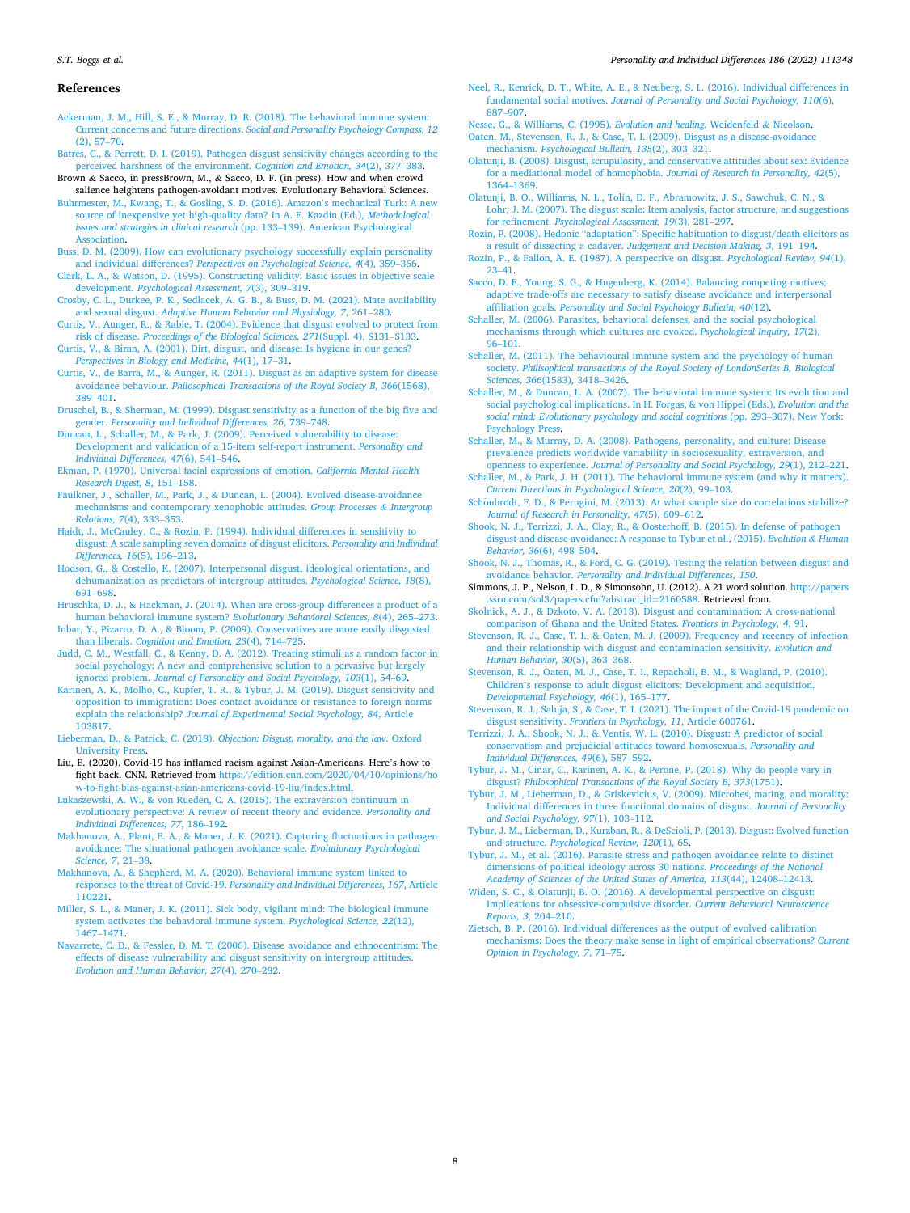## References

Ackerman, J. M., Hill, S. E., & Murray, D. R. (2018). The behavioral immune system: Current concerns and future directions. *Social and Personality Psychology Compass, 12*(2), 57–70.

Batres, C., & Perrett, D. I. (2019). Pathogen disgust sensitivity changes according to the perceived harshness of the environment. *Cognition and Emotion, 34*(2), 377–383.

Brown & Sacco, in pressBrown, M., & Sacco, D. F. (in press). How and when crowd salience heightens pathogen-avoidant motives. Evolutionary Behavioral Sciences.

Buhrmester, M., Kwang, T., & Gosling, S. D. (2016). Amazon's mechanical Turk: A new source of inexpensive yet high-quality data? In A. E. Kazdin (Ed.), *Methodological issues and strategies in clinical research* (pp. 133–139). American Psychological Association.

Buss, D. M. (2009). How can evolutionary psychology successfully explain personality and individual differences? *Perspectives on Psychological Science, 4*(4), 359–366.

Clark, L. A., & Watson, D. (1995). Constructing validity: Basic issues in objective scale development. *Psychological Assessment, 7*(3), 309–319.

Crosby, C. L., Durkee, P. K., Sedlacek, A. G. B., & Buss, D. M. (2021). Mate availability and sexual disgust. *Adaptive Human Behavior and Physiology, 7*, 261–280.

Curtis, V., Aunger, R., & Rabie, T. (2004). Evidence that disgust evolved to protect from risk of disease. *Proceedings of the Biological Sciences, 271*(Suppl. 4), S131–S133.

Curtis, V., & Biran, A. (2001). Dirt, disgust, and disease: Is hygiene in our genes? *Perspectives in Biology and Medicine, 44*(1), 17–31.

Curtis, V., de Barra, M., & Aunger, R. (2011). Disgust as an adaptive system for disease avoidance behaviour. *Philosophical Transactions of the Royal Society B, 366*(1568), 389–401.

Druschel, B., & Sherman, M. (1999). Disgust sensitivity as a function of the big five and gender. *Personality and Individual Differences, 26*, 739–748.

Duncan, L., Schaller, M., & Park, J. (2009). Perceived vulnerability to disease: Development and validation of a 15-item self-report instrument. *Personality and Individual Differences, 47*(6), 541–546.

Ekman, P. (1970). Universal facial expressions of emotion. *California Mental Health Research Digest, 8*, 151–158.

Faulkner, J., Schaller, M., Park, J., & Duncan, L. (2004). Evolved disease-avoidance mechanisms and contemporary xenophobic attitudes. *Group Processes & Intergroup Relations, 7*(4), 333–353.

Haidt, J., McCauley, C., & Rozin, P. (1994). Individual differences in sensitivity to disgust: A scale sampling seven domains of disgust elicitors. *Personality and Individual Differences, 16*(5), 196–213.

Hodson, G., & Costello, K. (2007). Interpersonal disgust, ideological orientations, and dehumanization as predictors of intergroup attitudes. *Psychological Science, 18*(8), 691–698.

Hruschka, D. J., & Hackman, J. (2014). When are cross-group differences a product of a human behavioral immune system? *Evolutionary Behavioral Sciences, 8*(4), 265–273.

Inbar, Y., Pizarro, D. A., & Bloom, P. (2009). Conservatives are more easily disgusted than liberals. *Cognition and Emotion, 23*(4), 714–725.

Judd, C. M., Westfall, C., & Kenny, D. A. (2012). Treating stimuli as a random factor in social psychology: A new and comprehensive solution to a pervasive but largely ignored problem. *Journal of Personality and Social Psychology, 103*(1), 54–69.

Karinen, A. K., Molho, C., Kupfer, T. R., & Tybur, J. M. (2019). Disgust sensitivity and opposition to immigration: Does contact avoidance or resistance to foreign norms explain the relationship? *Journal of Experimental Social Psychology, 84*, Article 103817.

Lieberman, D., & Patrick, C. (2018). *Objection: Disgust, morality, and the law.* Oxford University Press.

Liu, E. (2020). Covid-19 has inflamed racism against Asian-Americans. Here's how to fight back. CNN. Retrieved from https://edition.cnn.com/2020/04/10/opinions/how-to-fight-bias-against-asian-americans-covid-19-liu/index.html.

Lukaszewski, A. W., & von Rueden, C. A. (2015). The extraversion continuum in evolutionary perspective: A review of recent theory and evidence. *Personality and Individual Differences, 77*, 186–192.

Makhanova, A., Plant, E. A., & Maner, J. K. (2021). Capturing fluctuations in pathogen avoidance: The situational pathogen avoidance scale. *Evolutionary Psychological Science, 7*, 21–38.

Makhanova, A., & Shepherd, M. A. (2020). Behavioral immune system linked to responses to the threat of Covid-19. *Personality and Individual Differences, 167*, Article 110221.

Miller, S. L., & Maner, J. K. (2011). Sick body, vigilant mind: The biological immune system activates the behavioral immune system. *Psychological Science, 22*(12), 1467–1471.

Navarrete, C. D., & Fessler, D. M. T. (2006). Disease avoidance and ethnocentrism: The effects of disease vulnerability and disgust sensitivity on intergroup attitudes. *Evolution and Human Behavior, 27*(4), 270–282.

Neel, R., Kenrick, D. T., White, A. E., & Neuberg, S. L. (2016). Individual differences in fundamental social motives. *Journal of Personality and Social Psychology, 110*(6), 887–907.

Nesse, G., & Williams, C. (1995). *Evolution and healing.* Weidenfeld & Nicolson.

Oaten, M., Stevenson, R. J., & Case, T. I. (2009). Disgust as a disease-avoidance mechanism. *Psychological Bulletin, 135*(2), 303–321.

Olatunji, B. (2008). Disgust, scrupulosity, and conservative attitudes about sex: Evidence for a mediational model of homophobia. *Journal of Research in Personality, 42*(5), 1364–1369.

Olatunji, B. O., Williams, N. L., Tolin, D. F., Abramowitz, J. S., Sawchuk, C. N., & Lohr, J. M. (2007). The disgust scale: Item analysis, factor structure, and suggestions for refinement. *Psychological Assessment, 19*(3), 281–297.

Rozin, P. (2008). Hedonic "adaptation": Specific habituation to disgust/death elicitors as a result of dissecting a cadaver. *Judgement and Decision Making, 3*, 191–194.

Rozin, P., & Fallon, A. E. (1987). A perspective on disgust. *Psychological Review, 94*(1), 23–41.

Sacco, D. F., Young, S. G., & Hugenberg, K. (2014). Balancing competing motives; adaptive trade-offs are necessary to satisfy disease avoidance and interpersonal affiliation goals. *Personality and Social Psychology Bulletin, 40*(12).

Schaller, M. (2006). Parasites, behavioral defenses, and the social psychological mechanisms through which cultures are evoked. *Psychological Inquiry, 17*(2), 96–101.

Schaller, M. (2011). The behavioural immune system and the psychology of human society. *Philisophical transactions of the Royal Society of LondonSeries B, Biological Sciences, 366*(1583), 3418–3426.

Schaller, M., & Duncan, L. A. (2007). The behavioral immune system: Its evolution and social psychological implications. In H. Forgas, & von Hippel (Eds.), *Evolution and the social mind: Evolutionary psychology and social cognitions* (pp. 293–307). New York: Psychology Press.

Schaller, M., & Murray, D. A. (2008). Pathogens, personality, and culture: Disease prevalence predicts worldwide variability in sociosexuality, extraversion, and openness to experience. *Journal of Personality and Social Psychology, 29*(1), 212–221.

Schaller, M., & Park, J. H. (2011). The behavioral immune system (and why it matters). *Current Directions in Psychological Science, 20*(2), 99–103.

Schönbrodt, F. D., & Perugini, M. (2013). At what sample size do correlations stabilize? *Journal of Research in Personality, 47*(5), 609–612.

Shook, N. J., Terrizzi, J. A., Clay, R., & Oosterhoff, B. (2015). In defense of pathogen disgust and disease avoidance: A response to Tybur et al., (2015). *Evolution & Human Behavior, 36*(6), 498–504.

Shook, N. J., Thomas, R., & Ford, C. G. (2019). Testing the relation between disgust and avoidance behavior. *Personality and Individual Differences, 150*.

Simmons, J. P., Nelson, L. D., & Simonsohn, U. (2012). A 21 word solution. http://papers.ssrn.com/sol3/papers.cfm?abstract_id=2160588. Retrieved from.

Skolnick, A. J., & Dzkoto, V. A. (2013). Disgust and contamination: A cross-national comparison of Ghana and the United States. *Frontiers in Psychology, 4*, 91.

Stevenson, R. J., Case, T. I., & Oaten, M. J. (2009). Frequency and recency of infection and their relationship with disgust and contamination sensitivity. *Evolution and Human Behavior, 30*(5), 363–368.

Stevenson, R. J., Oaten, M. J., Case, T. I., Repacholi, B. M., & Wagland, P. (2010). Children's response to adult disgust elicitors: Development and acquisition. *Developmental Psychology, 46*(1), 165–177.

Stevenson, R. J., Saluja, S., & Case, T. I. (2021). The impact of the Covid-19 pandemic on disgust sensitivity. *Frontiers in Psychology, 11*, Article 600761.

Terrizzi, J. A., Shook, N. J., & Ventis, W. L. (2010). Disgust: A predictor of social conservatism and prejudicial attitudes toward homosexuals. *Personality and Individual Differences, 49*(6), 587–592.

Tybur, J. M., Cinar, C., Karinen, A. K., & Perone, P. (2018). Why do people vary in disgust? *Philosophical Transactions of the Royal Society B, 373*(1751).

Tybur, J. M., Lieberman, D., & Griskevicius, V. (2009). Microbes, mating, and morality: Individual differences in three functional domains of disgust. *Journal of Personality and Social Psychology, 97*(1), 103–112.

Tybur, J. M., Lieberman, D., Kurzban, R., & DeScioli, P. (2013). Disgust: Evolved function and structure. *Psychological Review, 120*(1), 65.

Tybur, J. M., et al. (2016). Parasite stress and pathogen avoidance relate to distinct dimensions of political ideology across 30 nations. *Proceedings of the National Academy of Sciences of the United States of America, 113*(44), 12408–12413.

Widen, S. C., & Olatunji, B. O. (2016). A developmental perspective on disgust: Implications for obsessive-compulsive disorder. *Current Behavioral Neuroscience Reports, 3*, 204–210.

Zietsch, B. P. (2016). Individual differences as the output of evolved calibration mechanisms: Does the theory make sense in light of empirical observations? *Current Opinion in Psychology, 7*, 71–75.